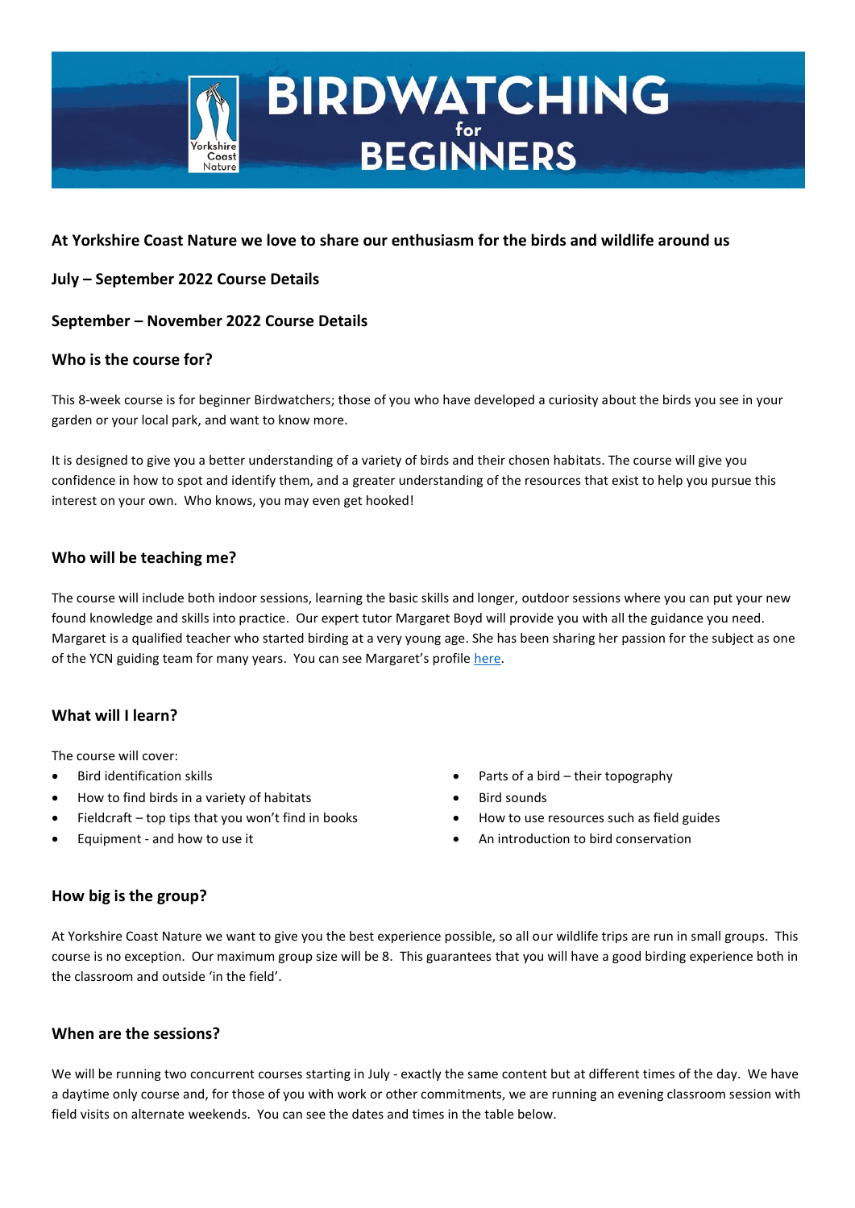# BIRDWATCHING for BEGINNERS

Yorkshire Coast Nature

**At Yorkshire Coast Nature we love to share our enthusiasm for the birds and wildlife around us**

**July – September 2022 Course Details**

**September – November 2022 Course Details**

## Who is the course for?

This 8-week course is for beginner Birdwatchers; those of you who have developed a curiosity about the birds you see in your garden or your local park, and want to know more.

It is designed to give you a better understanding of a variety of birds and their chosen habitats. The course will give you confidence in how to spot and identify them, and a greater understanding of the resources that exist to help you pursue this interest on your own. Who knows, you may even get hooked!

## Who will be teaching me?

The course will include both indoor sessions, learning the basic skills and longer, outdoor sessions where you can put your new found knowledge and skills into practice. Our expert tutor Margaret Boyd will provide you with all the guidance you need. Margaret is a qualified teacher who started birding at a very young age. She has been sharing her passion for the subject as one of the YCN guiding team for many years. You can see Margaret's profile here.

## What will I learn?

The course will cover:

- Bird identification skills
- How to find birds in a variety of habitats
- Fieldcraft – top tips that you won't find in books
- Equipment - and how to use it
- Parts of a bird – their topography
- Bird sounds
- How to use resources such as field guides
- An introduction to bird conservation

## How big is the group?

At Yorkshire Coast Nature we want to give you the best experience possible, so all our wildlife trips are run in small groups. This course is no exception. Our maximum group size will be 8. This guarantees that you will have a good birding experience both in the classroom and outside 'in the field'.

## When are the sessions?

We will be running two concurrent courses starting in July - exactly the same content but at different times of the day. We have a daytime only course and, for those of you with work or other commitments, we are running an evening classroom session with field visits on alternate weekends. You can see the dates and times in the table below.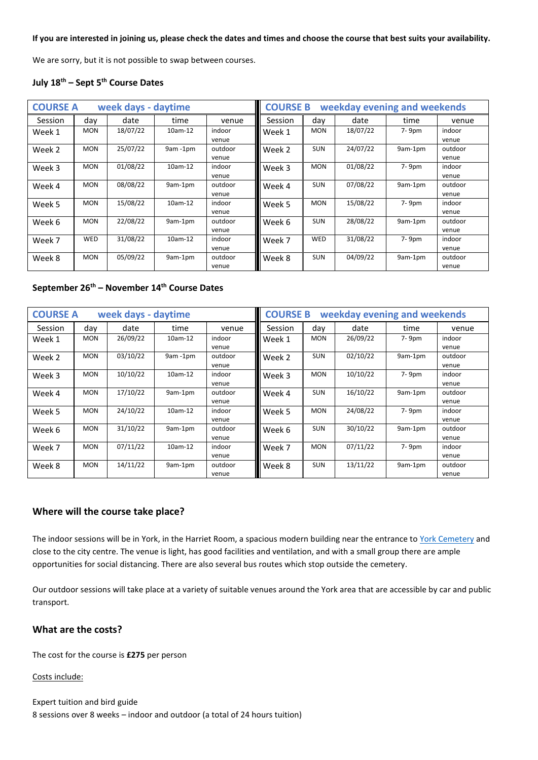**If you are interested in joining us, please check the dates and times and choose the course that best suits your availability.**

We are sorry, but it is not possible to swap between courses.

### July 18th – Sept 5th Course Dates

| COURSE A week days - daytime | | | | | COURSE B weekday evening and weekends | | | | |
|---|---|---|---|---|---|---|---|---|---|
| Session | day | date | time | venue | Session | day | date | time | venue |
| Week 1 | MON | 18/07/22 | 10am-12 | indoor venue | Week 1 | MON | 18/07/22 | 7- 9pm | indoor venue |
| Week 2 | MON | 25/07/22 | 9am -1pm | outdoor venue | Week 2 | SUN | 24/07/22 | 9am-1pm | outdoor venue |
| Week 3 | MON | 01/08/22 | 10am-12 | indoor venue | Week 3 | MON | 01/08/22 | 7- 9pm | indoor venue |
| Week 4 | MON | 08/08/22 | 9am-1pm | outdoor venue | Week 4 | SUN | 07/08/22 | 9am-1pm | outdoor venue |
| Week 5 | MON | 15/08/22 | 10am-12 | indoor venue | Week 5 | MON | 15/08/22 | 7- 9pm | indoor venue |
| Week 6 | MON | 22/08/22 | 9am-1pm | outdoor venue | Week 6 | SUN | 28/08/22 | 9am-1pm | outdoor venue |
| Week 7 | WED | 31/08/22 | 10am-12 | indoor venue | Week 7 | WED | 31/08/22 | 7- 9pm | indoor venue |
| Week 8 | MON | 05/09/22 | 9am-1pm | outdoor venue | Week 8 | SUN | 04/09/22 | 9am-1pm | outdoor venue |

### September 26th – November 14th Course Dates

| COURSE A week days - daytime | | | | | COURSE B weekday evening and weekends | | | | |
|---|---|---|---|---|---|---|---|---|---|
| Session | day | date | time | venue | Session | day | date | time | venue |
| Week 1 | MON | 26/09/22 | 10am-12 | indoor venue | Week 1 | MON | 26/09/22 | 7- 9pm | indoor venue |
| Week 2 | MON | 03/10/22 | 9am -1pm | outdoor venue | Week 2 | SUN | 02/10/22 | 9am-1pm | outdoor venue |
| Week 3 | MON | 10/10/22 | 10am-12 | indoor venue | Week 3 | MON | 10/10/22 | 7- 9pm | indoor venue |
| Week 4 | MON | 17/10/22 | 9am-1pm | outdoor venue | Week 4 | SUN | 16/10/22 | 9am-1pm | outdoor venue |
| Week 5 | MON | 24/10/22 | 10am-12 | indoor venue | Week 5 | MON | 24/08/22 | 7- 9pm | indoor venue |
| Week 6 | MON | 31/10/22 | 9am-1pm | outdoor venue | Week 6 | SUN | 30/10/22 | 9am-1pm | outdoor venue |
| Week 7 | MON | 07/11/22 | 10am-12 | indoor venue | Week 7 | MON | 07/11/22 | 7- 9pm | indoor venue |
| Week 8 | MON | 14/11/22 | 9am-1pm | outdoor venue | Week 8 | SUN | 13/11/22 | 9am-1pm | outdoor venue |

## Where will the course take place?

The indoor sessions will be in York, in the Harriet Room, a spacious modern building near the entrance to York Cemetery and close to the city centre. The venue is light, has good facilities and ventilation, and with a small group there are ample opportunities for social distancing. There are also several bus routes which stop outside the cemetery.

Our outdoor sessions will take place at a variety of suitable venues around the York area that are accessible by car and public transport.

## What are the costs?

The cost for the course is **£275** per person

Costs include:

Expert tuition and bird guide
8 sessions over 8 weeks – indoor and outdoor (a total of 24 hours tuition)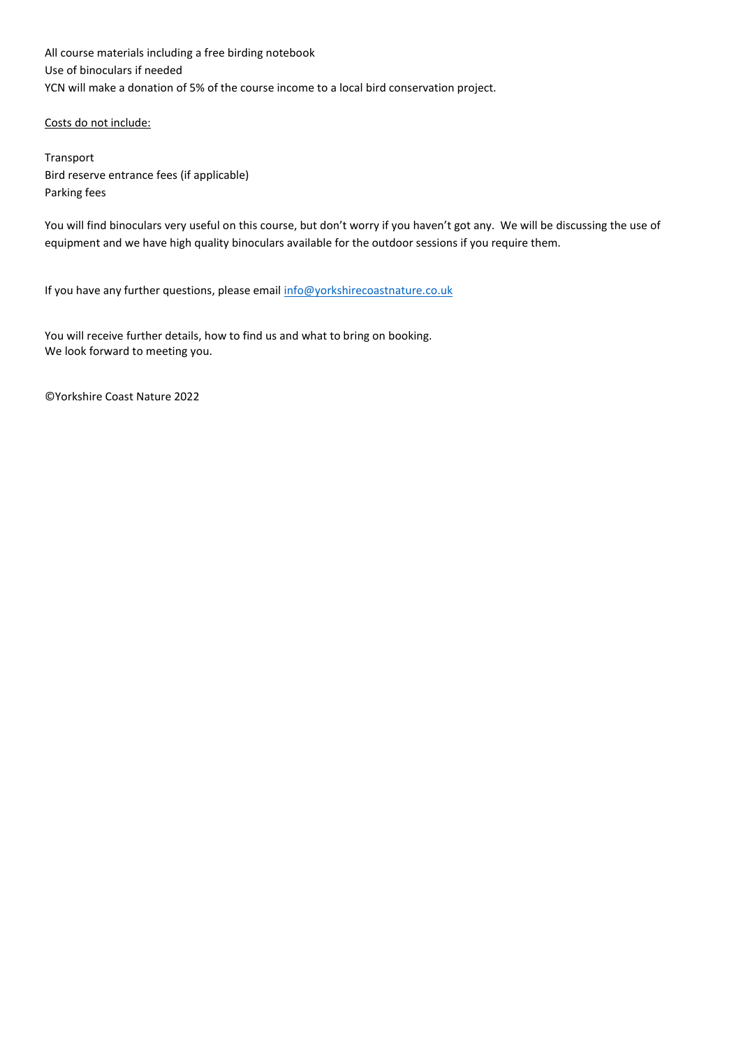All course materials including a free birding notebook
Use of binoculars if needed
YCN will make a donation of 5% of the course income to a local bird conservation project.

Costs do not include:

Transport
Bird reserve entrance fees (if applicable)
Parking fees

You will find binoculars very useful on this course, but don't worry if you haven't got any. We will be discussing the use of equipment and we have high quality binoculars available for the outdoor sessions if you require them.

If you have any further questions, please email info@yorkshirecoastnature.co.uk

You will receive further details, how to find us and what to bring on booking.
We look forward to meeting you.

©Yorkshire Coast Nature 2022